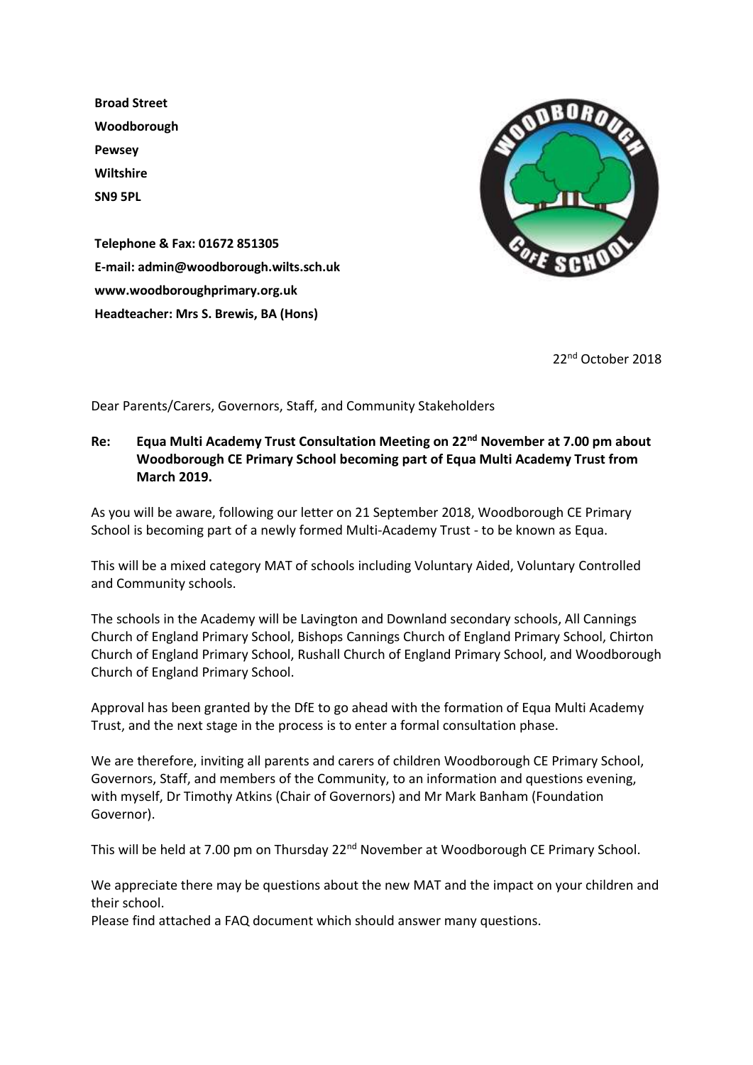**Broad Street**
**Woodborough**
**Pewsey**
**Wiltshire**
**SN9 5PL**

**Telephone & Fax: 01672 851305**
**E-mail: admin@woodborough.wilts.sch.uk**
**www.woodboroughprimary.org.uk**
**Headteacher: Mrs S. Brewis, BA (Hons)**

22nd October 2018

Dear Parents/Carers, Governors, Staff, and Community Stakeholders

**Re: Equa Multi Academy Trust Consultation Meeting on 22nd November at 7.00 pm about Woodborough CE Primary School becoming part of Equa Multi Academy Trust from March 2019.**

As you will be aware, following our letter on 21 September 2018, Woodborough CE Primary School is becoming part of a newly formed Multi-Academy Trust - to be known as Equa.

This will be a mixed category MAT of schools including Voluntary Aided, Voluntary Controlled and Community schools.

The schools in the Academy will be Lavington and Downland secondary schools, All Cannings Church of England Primary School, Bishops Cannings Church of England Primary School, Chirton Church of England Primary School, Rushall Church of England Primary School, and Woodborough Church of England Primary School.

Approval has been granted by the DfE to go ahead with the formation of Equa Multi Academy Trust, and the next stage in the process is to enter a formal consultation phase.

We are therefore, inviting all parents and carers of children Woodborough CE Primary School, Governors, Staff, and members of the Community, to an information and questions evening, with myself, Dr Timothy Atkins (Chair of Governors) and Mr Mark Banham (Foundation Governor).

This will be held at 7.00 pm on Thursday 22nd November at Woodborough CE Primary School.

We appreciate there may be questions about the new MAT and the impact on your children and their school.
Please find attached a FAQ document which should answer many questions.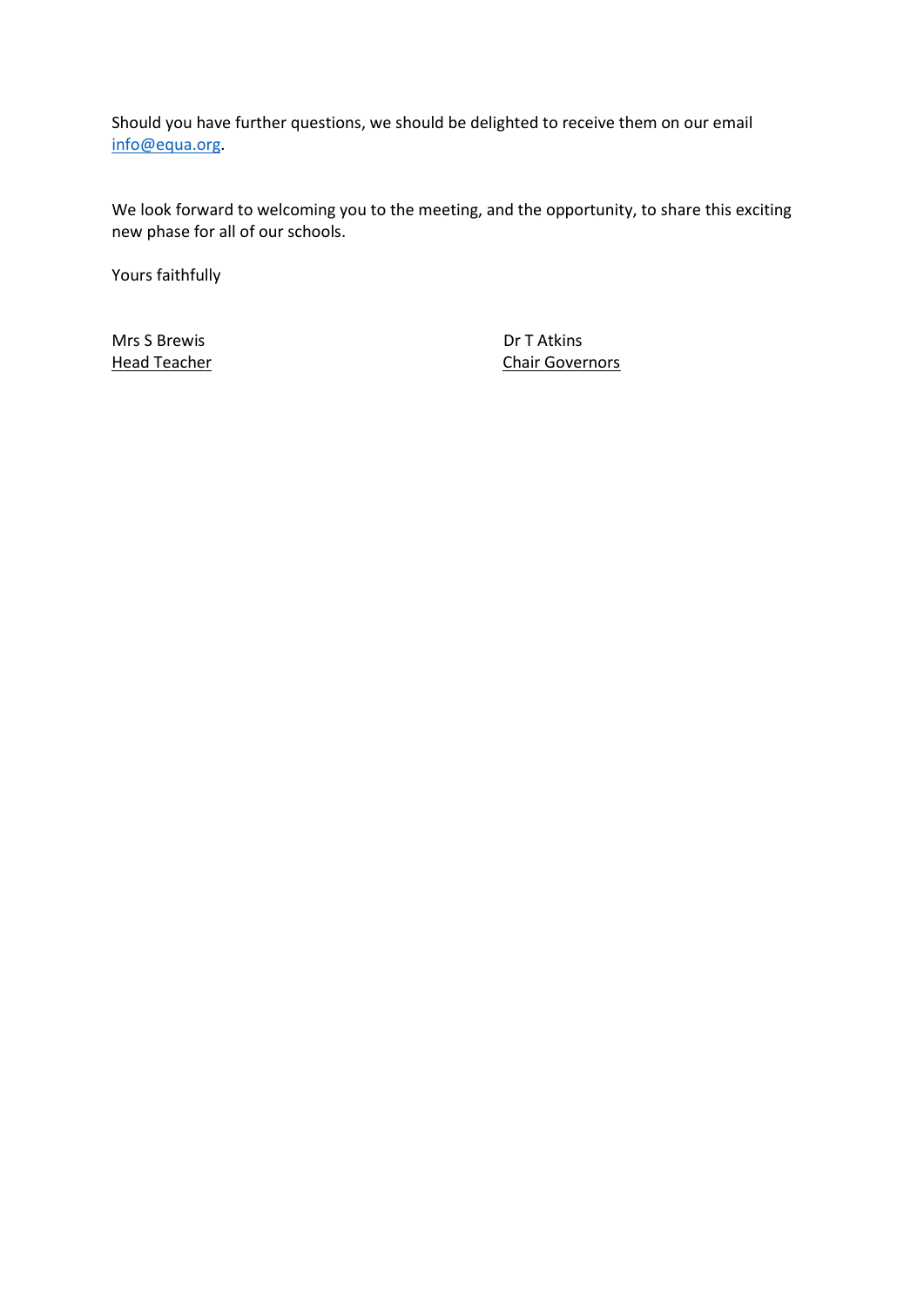Should you have further questions, we should be delighted to receive them on our email info@equa.org.

We look forward to welcoming you to the meeting, and the opportunity, to share this exciting new phase for all of our schools.

Yours faithfully

Mrs S Brewis
Head Teacher

Dr T Atkins
Chair Governors